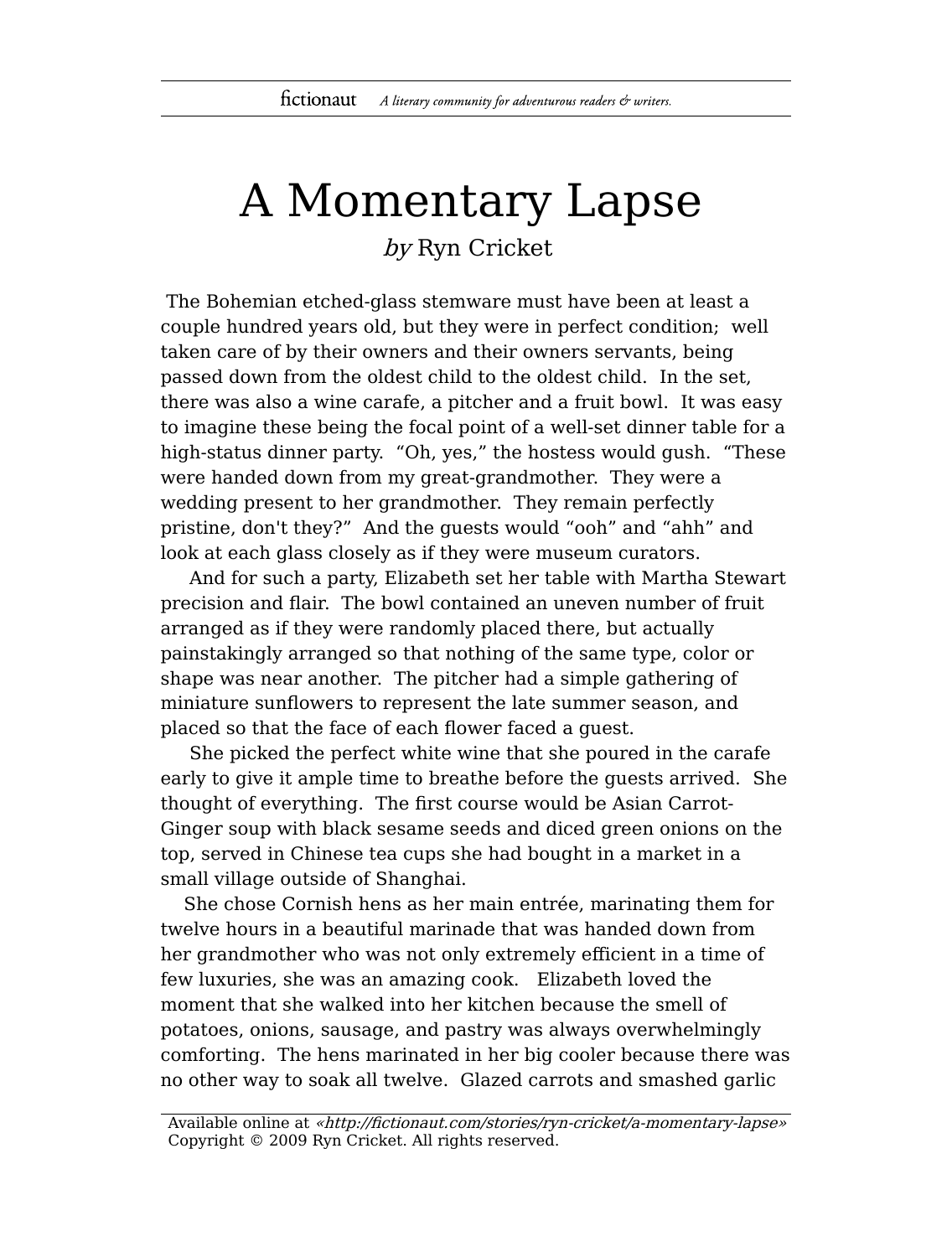# A Momentary Lapse

*by* Ryn Cricket

The Bohemian etched-glass stemware must have been at least a couple hundred years old, but they were in perfect condition; well taken care of by their owners and their owners servants, being passed down from the oldest child to the oldest child. In the set, there was also a wine carafe, a pitcher and a fruit bowl. It was easy to imagine these being the focal point of a well-set dinner table for a high-status dinner party. “Oh, yes,” the hostess would gush. “These were handed down from my great-grandmother. They were a wedding present to her grandmother. They remain perfectly pristine, don't they?” And the guests would “ooh” and “ahh” and look at each glass closely as if they were museum curators.

And for such a party, Elizabeth set her table with Martha Stewart precision and flair. The bowl contained an uneven number of fruit arranged as if they were randomly placed there, but actually painstakingly arranged so that nothing of the same type, color or shape was near another. The pitcher had a simple gathering of miniature sunflowers to represent the late summer season, and placed so that the face of each flower faced a guest.

She picked the perfect white wine that she poured in the carafe early to give it ample time to breathe before the guests arrived. She thought of everything. The first course would be Asian Carrot-Ginger soup with black sesame seeds and diced green onions on the top, served in Chinese tea cups she had bought in a market in a small village outside of Shanghai.

She chose Cornish hens as her main entrée, marinating them for twelve hours in a beautiful marinade that was handed down from her grandmother who was not only extremely efficient in a time of few luxuries, she was an amazing cook. Elizabeth loved the moment that she walked into her kitchen because the smell of potatoes, onions, sausage, and pastry was always overwhelmingly comforting. The hens marinated in her big cooler because there was no other way to soak all twelve. Glazed carrots and smashed garlic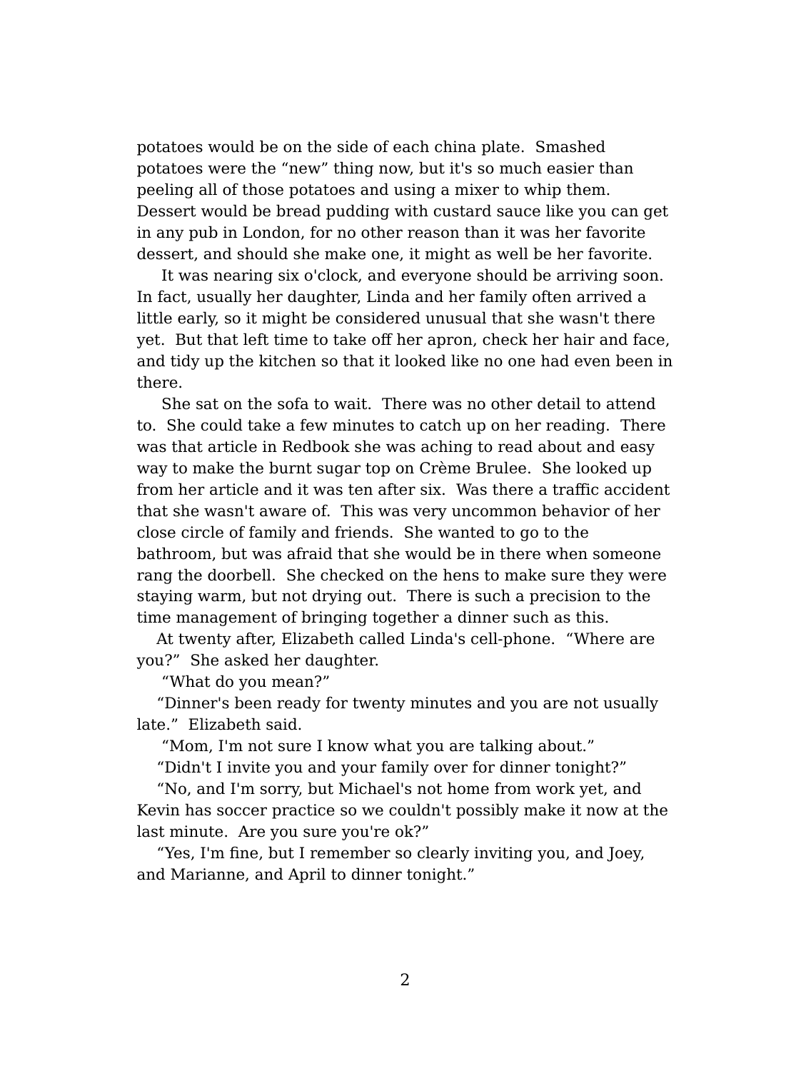potatoes would be on the side of each china plate. Smashed potatoes were the "new" thing now, but it's so much easier than peeling all of those potatoes and using a mixer to whip them. Dessert would be bread pudding with custard sauce like you can get in any pub in London, for no other reason than it was her favorite dessert, and should she make one, it might as well be her favorite.

It was nearing six o'clock, and everyone should be arriving soon. In fact, usually her daughter, Linda and her family often arrived a little early, so it might be considered unusual that she wasn't there yet. But that left time to take off her apron, check her hair and face, and tidy up the kitchen so that it looked like no one had even been in there.

She sat on the sofa to wait. There was no other detail to attend to. She could take a few minutes to catch up on her reading. There was that article in Redbook she was aching to read about and easy way to make the burnt sugar top on Crème Brulee. She looked up from her article and it was ten after six. Was there a traffic accident that she wasn't aware of. This was very uncommon behavior of her close circle of family and friends. She wanted to go to the bathroom, but was afraid that she would be in there when someone rang the doorbell. She checked on the hens to make sure they were staying warm, but not drying out. There is such a precision to the time management of bringing together a dinner such as this.

At twenty after, Elizabeth called Linda's cell-phone. "Where are you?" She asked her daughter.

"What do you mean?"

"Dinner's been ready for twenty minutes and you are not usually late." Elizabeth said.

"Mom, I'm not sure I know what you are talking about."

"Didn't I invite you and your family over for dinner tonight?"

"No, and I'm sorry, but Michael's not home from work yet, and Kevin has soccer practice so we couldn't possibly make it now at the last minute. Are you sure you're ok?"

"Yes, I'm fine, but I remember so clearly inviting you, and Joey, and Marianne, and April to dinner tonight."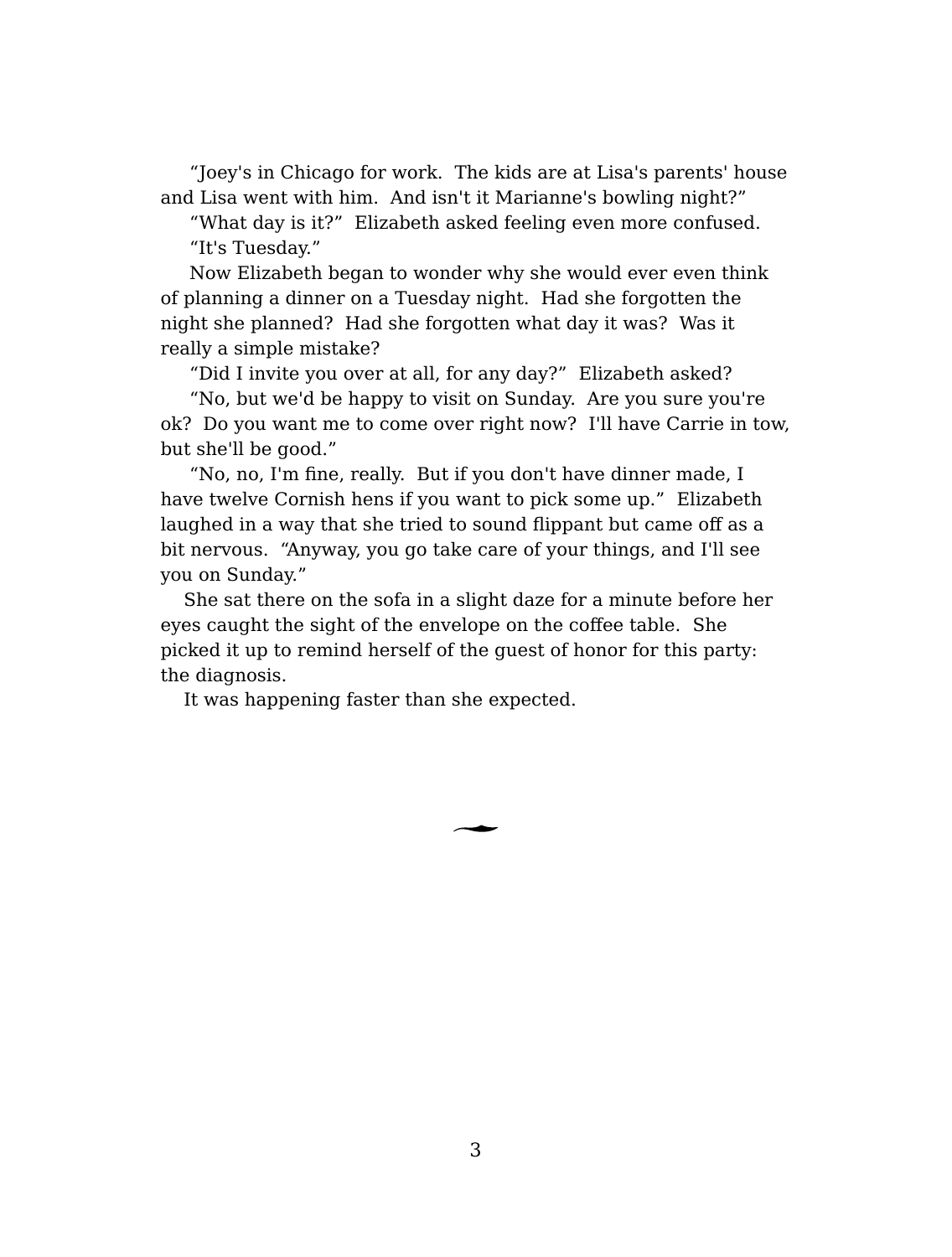"Joey's in Chicago for work.  The kids are at Lisa's parents' house and Lisa went with him.  And isn't it Marianne's bowling night?"

"What day is it?"  Elizabeth asked feeling even more confused.

"It's Tuesday."

Now Elizabeth began to wonder why she would ever even think of planning a dinner on a Tuesday night.  Had she forgotten the night she planned?  Had she forgotten what day it was?  Was it really a simple mistake?

"Did I invite you over at all, for any day?"  Elizabeth asked?

"No, but we'd be happy to visit on Sunday.  Are you sure you're ok?  Do you want me to come over right now?  I'll have Carrie in tow, but she'll be good."

"No, no, I'm fine, really.  But if you don't have dinner made, I have twelve Cornish hens if you want to pick some up."  Elizabeth laughed in a way that she tried to sound flippant but came off as a bit nervous.  "Anyway, you go take care of your things, and I'll see you on Sunday."

She sat there on the sofa in a slight daze for a minute before her eyes caught the sight of the envelope on the coffee table.  She picked it up to remind herself of the guest of honor for this party: the diagnosis.

It was happening faster than she expected.